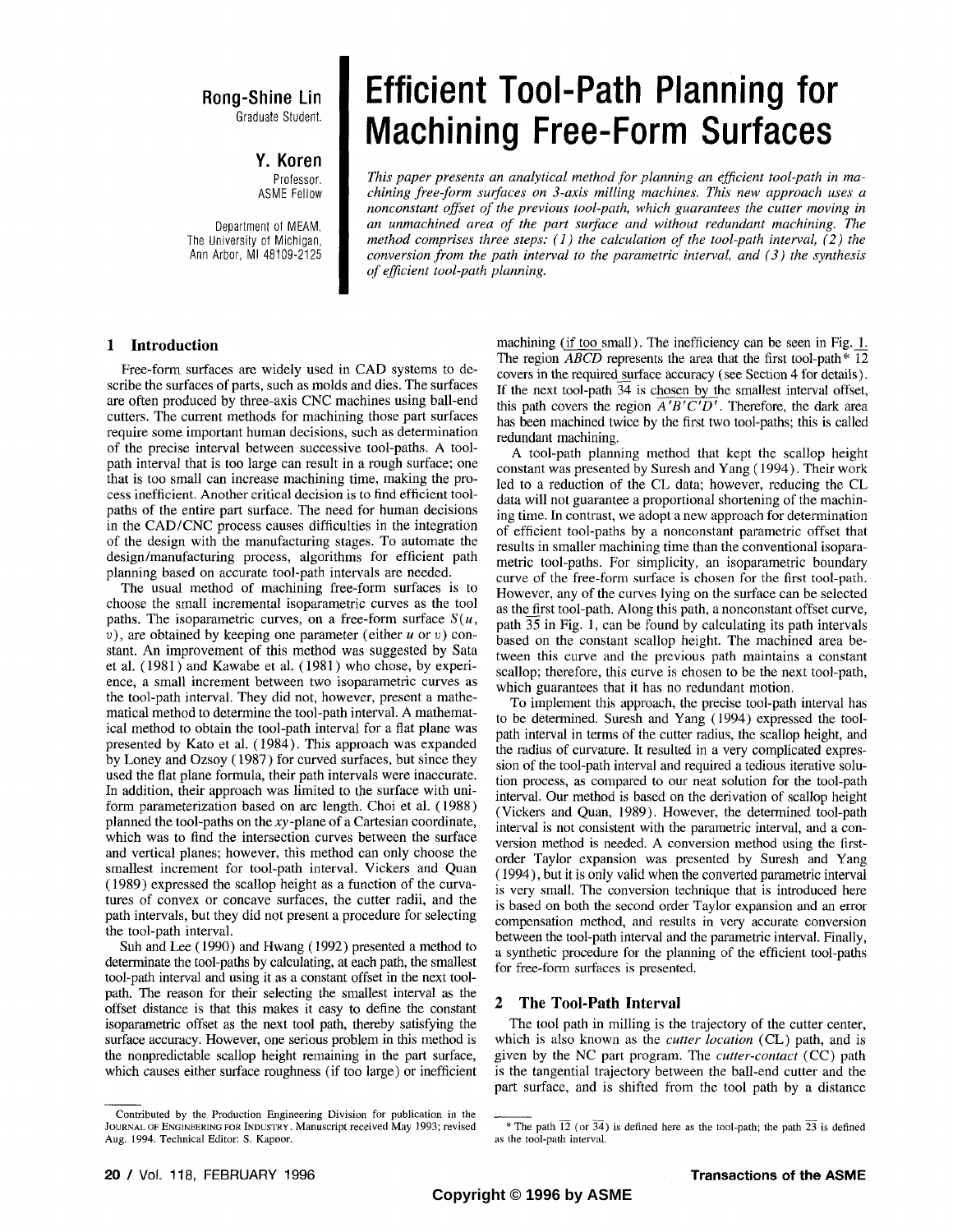**Rong-Shine Lin**
Graduate Student.

**Y. Koren**
Professor.
ASME Fellow

Department of MEAM,
The University of Michigan,
Ann Arbor, MI 48109-2125

# Efficient Tool-Path Planning for Machining Free-Form Surfaces

*This paper presents an analytical method for planning an efficient tool-path in machining free-form surfaces on 3-axis milling machines. This new approach uses a nonconstant offset of the previous tool-path, which guarantees the cutter moving in an unmachined area of the part surface and without redundant machining. The method comprises three steps: (1) the calculation of the tool-path interval, (2) the conversion from the path interval to the parametric interval, and (3) the synthesis of efficient tool-path planning.*

## 1 Introduction

Free-form surfaces are widely used in CAD systems to describe the surfaces of parts, such as molds and dies. The surfaces are often produced by three-axis CNC machines using ball-end cutters. The current methods for machining those part surfaces require some important human decisions, such as determination of the precise interval between successive tool-paths. A tool-path interval that is too large can result in a rough surface; one that is too small can increase machining time, making the process inefficient. Another critical decision is to find efficient tool-paths of the entire part surface. The need for human decisions in the CAD/CNC process causes difficulties in the integration of the design with the manufacturing stages. To automate the design/manufacturing process, algorithms for efficient path planning based on accurate tool-path intervals are needed.

The usual method of machining free-form surfaces is to choose the small incremental isoparametric curves as the tool paths. The isoparametric curves, on a free-form surface $S(u, v)$, are obtained by keeping one parameter (either $u$ or $v$) constant. An improvement of this method was suggested by Sata et al. (1981) and Kawabe et al. (1981) who chose, by experience, a small increment between two isoparametric curves as the tool-path interval. They did not, however, present a mathematical method to determine the tool-path interval. A mathematical method to obtain the tool-path interval for a flat plane was presented by Kato et al. (1984). This approach was expanded by Loney and Ozsoy (1987) for curved surfaces, but since they used the flat plane formula, their path intervals were inaccurate. In addition, their approach was limited to the surface with uniform parameterization based on arc length. Choi et al. (1988) planned the tool-paths on the $xy$-plane of a Cartesian coordinate, which was to find the intersection curves between the surface and vertical planes; however, this method can only choose the smallest increment for tool-path interval. Vickers and Quan (1989) expressed the scallop height as a function of the curvatures of convex or concave surfaces, the cutter radii, and the path intervals, but they did not present a procedure for selecting the tool-path interval.

Suh and Lee (1990) and Hwang (1992) presented a method to determinate the tool-paths by calculating, at each path, the smallest tool-path interval and using it as a constant offset in the next tool-path. The reason for their selecting the smallest interval as the offset distance is that this makes it easy to define the constant isoparametric offset as the next tool path, thereby satisfying the surface accuracy. However, one serious problem in this method is the nonpredictable scallop height remaining in the part surface, which causes either surface roughness (if too large) or inefficient machining (if too small). The inefficiency can be seen in Fig. 1. The region $ABCD$ represents the area that the first tool-path* $\overline{12}$ covers in the required surface accuracy (see Section 4 for details). If the next tool-path $\overline{34}$ is chosen by the smallest interval offset, this path covers the region $A'B'C'D'$. Therefore, the dark area has been machined twice by the first two tool-paths; this is called redundant machining.

A tool-path planning method that kept the scallop height constant was presented by Suresh and Yang (1994). Their work led to a reduction of the CL data; however, reducing the CL data will not guarantee a proportional shortening of the machining time. In contrast, we adopt a new approach for determination of efficient tool-paths by a nonconstant parametric offset that results in smaller machining time than the conventional isoparametric tool-paths. For simplicity, an isoparametric boundary curve of the free-form surface is chosen for the first tool-path. However, any of the curves lying on the surface can be selected as the first tool-path. Along this path, a nonconstant offset curve, path $\overline{35}$ in Fig. 1, can be found by calculating its path intervals based on the constant scallop height. The machined area between this curve and the previous path maintains a constant scallop; therefore, this curve is chosen to be the next tool-path, which guarantees that it has no redundant motion.

To implement this approach, the precise tool-path interval has to be determined. Suresh and Yang (1994) expressed the tool-path interval in terms of the cutter radius, the scallop height, and the radius of curvature. It resulted in a very complicated expression of the tool-path interval and required a tedious iterative solution process, as compared to our neat solution for the tool-path interval. Our method is based on the derivation of scallop height (Vickers and Quan, 1989). However, the determined tool-path interval is not consistent with the parametric interval, and a conversion method is needed. A conversion method using the first-order Taylor expansion was presented by Suresh and Yang (1994), but it is only valid when the converted parametric interval is very small. The conversion technique that is introduced here is based on both the second order Taylor expansion and an error compensation method, and results in very accurate conversion between the tool-path interval and the parametric interval. Finally, a synthetic procedure for the planning of the efficient tool-paths for free-form surfaces is presented.

## 2 The Tool-Path Interval

The tool path in milling is the trajectory of the cutter center, which is also known as the *cutter location* (CL) path, and is given by the NC part program. The *cutter-contact* (CC) path is the tangential trajectory between the ball-end cutter and the part surface, and is shifted from the tool path by a distance

---

Contributed by the Production Engineering Division for publication in the JOURNAL OF ENGINEERING FOR INDUSTRY. Manuscript received May 1993; revised Aug. 1994. Technical Editor: S. Kapoor.

\* The path $\overline{12}$ (or $\overline{34}$) is defined here as the tool-path; the path $\overline{23}$ is defined as the tool-path interval.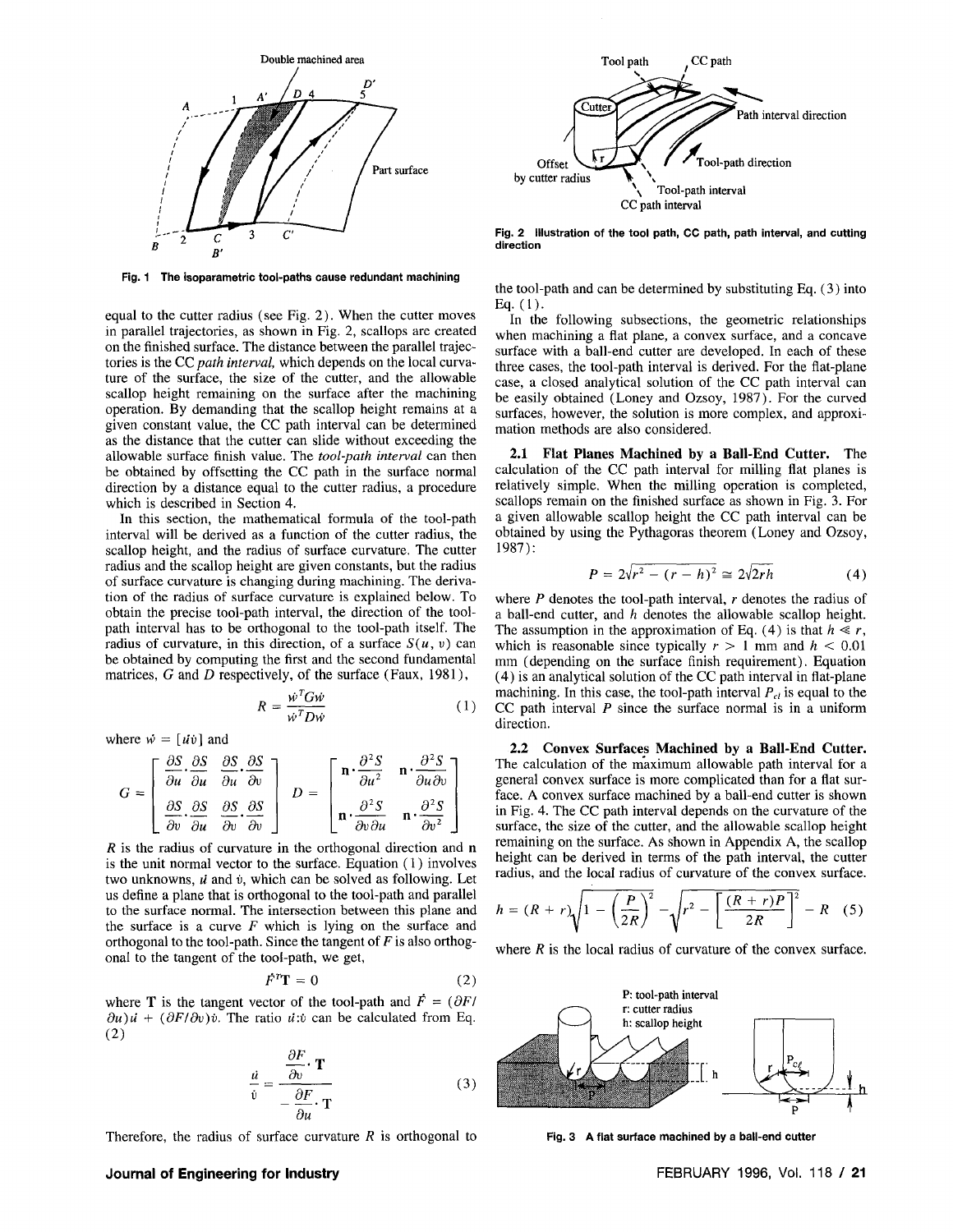Fig. 1 The isoparametric tool-paths cause redundant machining

equal to the cutter radius (see Fig. 2). When the cutter moves in parallel trajectories, as shown in Fig. 2, scallops are created on the finished surface. The distance between the parallel trajectories is the CC *path interval*, which depends on the local curvature of the surface, the size of the cutter, and the allowable scallop height remaining on the surface after the machining operation. By demanding that the scallop height remains at a given constant value, the CC path interval can be determined as the distance that the cutter can slide without exceeding the allowable surface finish value. The *tool-path interval* can then be obtained by offsetting the CC path in the surface normal direction by a distance equal to the cutter radius, a procedure which is described in Section 4.

In this section, the mathematical formula of the tool-path interval will be derived as a function of the cutter radius, the scallop height, and the radius of surface curvature. The cutter radius and the scallop height are given constants, but the radius of surface curvature is changing during machining. The derivation of the radius of surface curvature is explained below. To obtain the precise tool-path interval, the direction of the tool-path interval has to be orthogonal to the tool-path itself. The radius of curvature, in this direction, of a surface $S(u, v)$ can be obtained by computing the first and the second fundamental matrices, $G$ and $D$ respectively, of the surface (Faux, 1981),

$$R = \frac{\dot{w}^T G \dot{w}}{\dot{w}^T D \dot{w}} \tag{1}$$

where $\dot{w} = [\dot{u}\dot{v}]$ and

$$G = \begin{bmatrix} \frac{\partial S}{\partial u} \cdot \frac{\partial S}{\partial u} & \frac{\partial S}{\partial u} \cdot \frac{\partial S}{\partial v} \\ \frac{\partial S}{\partial v} \cdot \frac{\partial S}{\partial u} & \frac{\partial S}{\partial v} \cdot \frac{\partial S}{\partial v} \end{bmatrix} \quad D = \begin{bmatrix} \mathbf{n} \cdot \frac{\partial^2 S}{\partial u^2} & \mathbf{n} \cdot \frac{\partial^2 S}{\partial u \partial v} \\ \mathbf{n} \cdot \frac{\partial^2 S}{\partial v \partial u} & \mathbf{n} \cdot \frac{\partial^2 S}{\partial v^2} \end{bmatrix}$$

$R$ is the radius of curvature in the orthogonal direction and $\mathbf{n}$ is the unit normal vector to the surface. Equation (1) involves two unknowns, $\dot{u}$ and $\dot{v}$, which can be solved as following. Let us define a plane that is orthogonal to the tool-path and parallel to the surface normal. The intersection between this plane and the surface is a curve $F$ which is lying on the surface and orthogonal to the tool-path. Since the tangent of $F$ is also orthogonal to the tangent of the tool-path, we get,

$$\dot{F}^T \mathbf{T} = 0 \tag{2}$$

where $\mathbf{T}$ is the tangent vector of the tool-path and $\dot{F} = (\partial F / \partial u)\dot{u} + (\partial F / \partial v)\dot{v}$. The ratio $\dot{u}:\dot{v}$ can be calculated from Eq. (2)

$$\frac{\dot{u}}{\dot{v}} = \frac{\frac{\partial F}{\partial v} \cdot \mathbf{T}}{-\frac{\partial F}{\partial u} \cdot \mathbf{T}} \tag{3}$$

Therefore, the radius of surface curvature $R$ is orthogonal to the tool-path and can be determined by substituting Eq. (3) into Eq. (1).

Fig. 2 Illustration of the tool path, CC path, path interval, and cutting direction

In the following subsections, the geometric relationships when machining a flat plane, a convex surface, and a concave surface with a ball-end cutter are developed. In each of these three cases, the tool-path interval is derived. For the flat-plane case, a closed analytical solution of the CC path interval can be easily obtained (Loney and Ozsoy, 1987). For the curved surfaces, however, the solution is more complex, and approximation methods are also considered.

**2.1 Flat Planes Machined by a Ball-End Cutter.** The calculation of the CC path interval for milling flat planes is relatively simple. When the milling operation is completed, scallops remain on the finished surface as shown in Fig. 3. For a given allowable scallop height the CC path interval can be obtained by using the Pythagoras theorem (Loney and Ozsoy, 1987):

$$P = 2\sqrt{r^2 - (r - h)^2} \cong 2\sqrt{2rh} \tag{4}$$

where $P$ denotes the tool-path interval, $r$ denotes the radius of a ball-end cutter, and $h$ denotes the allowable scallop height. The assumption in the approximation of Eq. (4) is that $h \ll r$, which is reasonable since typically $r > 1$ mm and $h < 0.01$ mm (depending on the surface finish requirement). Equation (4) is an analytical solution of the CC path interval in flat-plane machining. In this case, the tool-path interval $P_{cl}$ is equal to the CC path interval $P$ since the surface normal is in a uniform direction.

**2.2 Convex Surfaces Machined by a Ball-End Cutter.** The calculation of the maximum allowable path interval for a general convex surface is more complicated than for a flat surface. A convex surface machined by a ball-end cutter is shown in Fig. 4. The CC path interval depends on the curvature of the surface, the size of the cutter, and the allowable scallop height remaining on the surface. As shown in Appendix A, the scallop height can be derived in terms of the path interval, the cutter radius, and the local radius of curvature of the convex surface.

$$h = (R + r)\sqrt{1 - \left(\frac{P}{2R}\right)^2} - \sqrt{r^2 - \left[\frac{(R + r)P}{2R}\right]^2} - R \tag{5}$$

where $R$ is the local radius of curvature of the convex surface.

Fig. 3 A flat surface machined by a ball-end cutter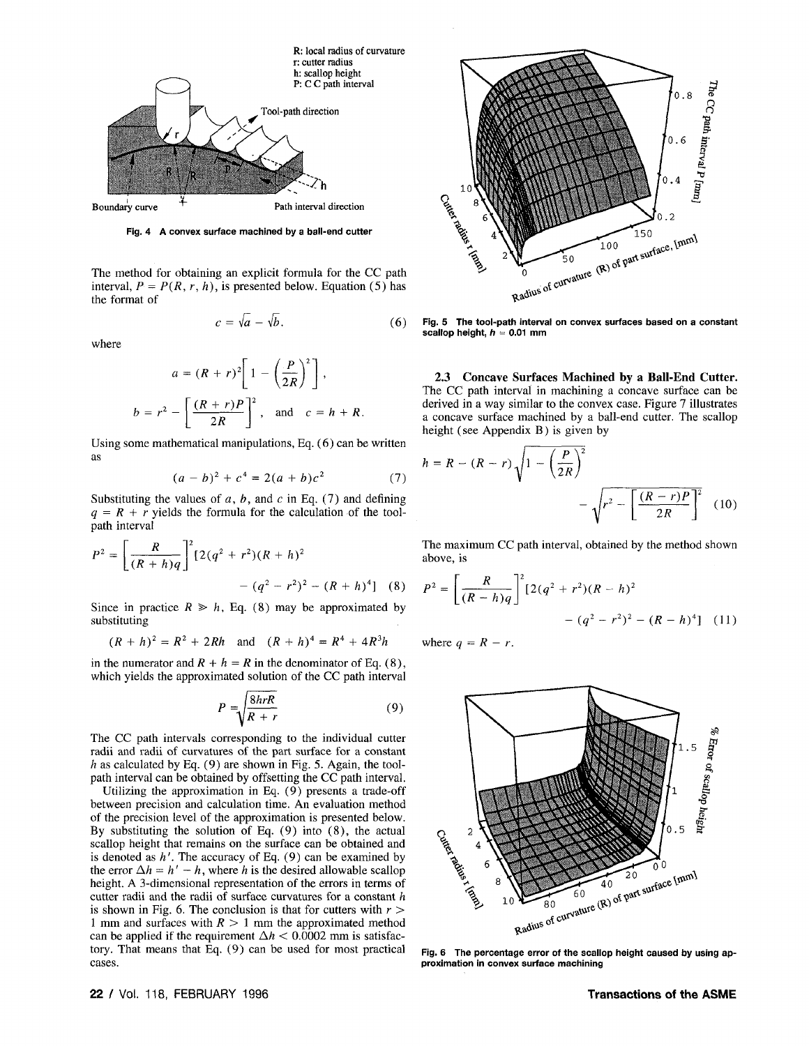Fig. 4 A convex surface machined by a ball-end cutter

The method for obtaining an explicit formula for the CC path interval, $P = P(R, r, h)$, is presented below. Equation (5) has the format of

$$c = \sqrt{a} - \sqrt{b}. \tag{6}$$

where

$$a = (R + r)^2\left[1 - \left(\frac{P}{2R}\right)^2\right],$$

$$b = r^2 - \left[\frac{(R + r)P}{2R}\right]^2, \quad \text{and} \quad c = h + R.$$

Using some mathematical manipulations, Eq. (6) can be written as

$$(a - b)^2 + c^4 = 2(a + b)c^2 \tag{7}$$

Substituting the values of $a$, $b$, and $c$ in Eq. (7) and defining $q = R + r$ yields the formula for the calculation of the tool-path interval

$$P^2 = \left[\frac{R}{(R + h)q}\right]^2 [2(q^2 + r^2)(R + h)^2 - (q^2 - r^2)^2 - (R + h)^4] \tag{8}$$

Since in practice $R \gg h$, Eq. (8) may be approximated by substituting

$$(R + h)^2 = R^2 + 2Rh \quad \text{and} \quad (R + h)^4 = R^4 + 4R^3h$$

in the numerator and $R + h = R$ in the denominator of Eq. (8), which yields the approximated solution of the CC path interval

$$P = \sqrt{\frac{8hrR}{R + r}} \tag{9}$$

The CC path intervals corresponding to the individual cutter radii and radii of curvatures of the part surface for a constant $h$ as calculated by Eq. (9) are shown in Fig. 5. Again, the tool-path interval can be obtained by offsetting the CC path interval.

Utilizing the approximation in Eq. (9) presents a trade-off between precision and calculation time. An evaluation method of the precision level of the approximation is presented below. By substituting the solution of Eq. (9) into (8), the actual scallop height that remains on the surface can be obtained and is denoted as $h'$. The accuracy of Eq. (9) can be examined by the error $\Delta h = h' - h$, where $h$ is the desired allowable scallop height. A 3-dimensional representation of the errors in terms of cutter radii and the radii of surface curvatures for a constant $h$ is shown in Fig. 6. The conclusion is that for cutters with $r > 1$ mm and surfaces with $R > 1$ mm the approximated method can be applied if the requirement $\Delta h < 0.0002$ mm is satisfactory. That means that Eq. (9) can be used for most practical cases.

Fig. 5 The tool-path interval on convex surfaces based on a constant scallop height, $h = 0.01$ mm

### 2.3 Concave Surfaces Machined by a Ball-End Cutter.

The CC path interval in machining a concave surface can be derived in a way similar to the convex case. Figure 7 illustrates a concave surface machined by a ball-end cutter. The scallop height (see Appendix B) is given by

$$h = R - (R - r)\sqrt{1 - \left(\frac{P}{2R}\right)^2} - \sqrt{r^2 - \left[\frac{(R - r)P}{2R}\right]^2} \tag{10}$$

The maximum CC path interval, obtained by the method shown above, is

$$P^2 = \left[\frac{R}{(R - h)q}\right]^2 [2(q^2 + r^2)(R - h)^2 - (q^2 - r^2)^2 - (R - h)^4] \tag{11}$$

where $q = R - r$.

Fig. 6 The percentage error of the scallop height caused by using approximation in convex surface machining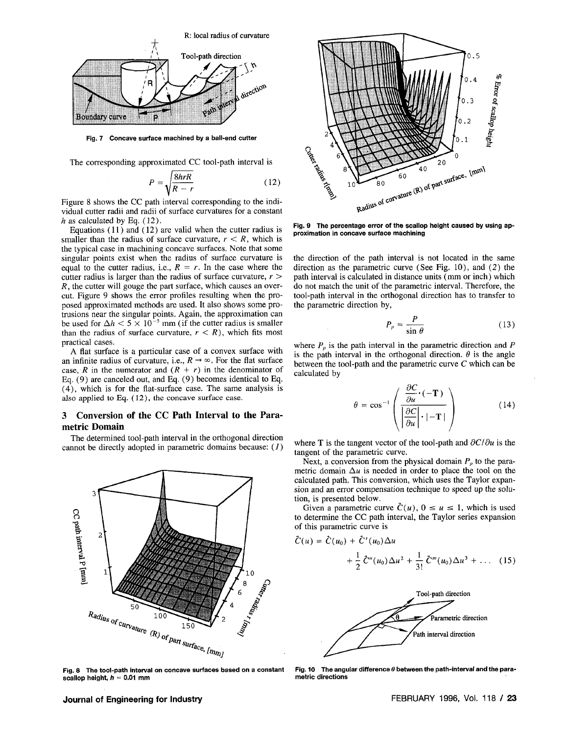Fig. 7 Concave surface machined by a ball-end cutter

The corresponding approximated CC tool-path interval is

$$P = \sqrt{\frac{8hrR}{R - r}} \tag{12}$$

Figure 8 shows the CC path interval corresponding to the individual cutter radii and radii of surface curvatures for a constant $h$ as calculated by Eq. (12).

Equations (11) and (12) are valid when the cutter radius is smaller than the radius of surface curvature, $r < R$, which is the typical case in machining concave surfaces. Note that some singular points exist when the radius of surface curvature is equal to the cutter radius, i.e., $R = r$. In the case where the cutter radius is larger than the radius of surface curvature, $r > R$, the cutter will gouge the part surface, which causes an overcut. Figure 9 shows the error profiles resulting when the proposed approximated methods are used. It also shows some protrusions near the singular points. Again, the approximation can be used for $\Delta h < 5 \times 10^{-5}$ mm (if the cutter radius is smaller than the radius of surface curvature, $r < R$), which fits most practical cases.

A flat surface is a particular case of a convex surface with an infinite radius of curvature, i.e., $R \rightarrow \infty$. For the flat surface case, $R$ in the numerator and $(R + r)$ in the denominator of Eq. (9) are canceled out, and Eq. (9) becomes identical to Eq. (4), which is for the flat-surface case. The same analysis is also applied to Eq. (12), the concave surface case.

## 3 Conversion of the CC Path Interval to the Parametric Domain

The determined tool-path interval in the orthogonal direction cannot be directly adopted in parametric domains because: (*1*) the direction of the path interval is not located in the same direction as the parametric curve (See Fig. 10), and (*2*) the path interval is calculated in distance units (mm or inch) which do not match the unit of the parametric interval. Therefore, the tool-path interval in the orthogonal direction has to transfer to the parametric direction by,

$$P_p = \frac{P}{\sin \theta} \tag{13}$$

where $P_p$ is the path interval in the parametric direction and $P$ is the path interval in the orthogonal direction. $\theta$ is the angle between the tool-path and the parametric curve $C$ which can be calculated by

$$\theta = \cos^{-1}\left(\frac{\dfrac{\partial C}{\partial u}\cdot(-\mathbf{T})}{\left|\dfrac{\partial C}{\partial u}\right|\cdot|-\mathbf{T}|}\right) \tag{14}$$

where $\mathbf{T}$ is the tangent vector of the tool-path and $\partial C/\partial u$ is the tangent of the parametric curve.

Next, a conversion from the physical domain $P_p$ to the parametric domain $\Delta u$ is needed in order to place the tool on the calculated path. This conversion, which uses the Taylor expansion and an error compensation technique to speed up the solution, is presented below.

Given a parametric curve $\vec{C}(u)$, $0 \le u \le 1$, which is used to determine the CC path interval, the Taylor series expansion of this parametric curve is

$$\vec{C}(u) = \vec{C}(u_0) + \vec{C}'(u_0)\Delta u + \frac{1}{2}\vec{C}''(u_0)\Delta u^2 + \frac{1}{3!}\vec{C}'''(u_0)\Delta u^3 + \ldots \tag{15}$$

Fig. 8 The tool-path interval on concave surfaces based on a constant scallop height, $h$ = 0.01 mm

Fig. 9 The percentage error of the scallop height caused by using approximation in concave surface machining

Fig. 10 The angular difference $\theta$ between the path-interval and the parametric directions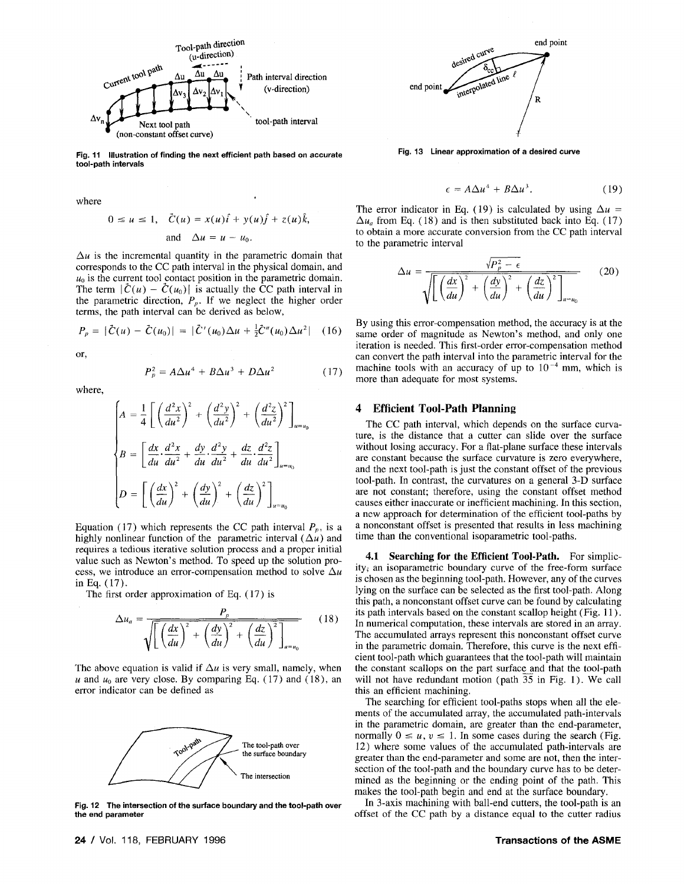Fig. 11 Illustration of finding the next efficient path based on accurate tool-path intervals

where

$$0 \le u \le 1, \quad \vec{C}(u) = x(u)\hat{i} + y(u)\hat{j} + z(u)\hat{k},$$

$$\text{and} \quad \Delta u = u - u_0.$$

$\Delta u$ is the incremental quantity in the parametric domain that corresponds to the CC path interval in the physical domain, and $u_0$ is the current tool contact position in the parametric domain. The term $|\vec{C}(u) - \vec{C}(u_0)|$ is actually the CC path interval in the parametric direction, $P_p$. If we neglect the higher order terms, the path interval can be derived as below,

$$P_p = |\vec{C}(u) - \vec{C}(u_0)| = |\vec{C}'(u_0)\Delta u + \tfrac{1}{2}\vec{C}''(u_0)\Delta u^2| \quad (16)$$

or,

$$P_p^2 = A\Delta u^4 + B\Delta u^3 + D\Delta u^2 \quad (17)$$

where,

$$\begin{cases} A = \dfrac{1}{4}\left[\left(\dfrac{d^2x}{du^2}\right)^2 + \left(\dfrac{d^2y}{du^2}\right)^2 + \left(\dfrac{d^2z}{du^2}\right)^2\right]_{u=u_0} \\ B = \left[\dfrac{dx}{du}\cdot\dfrac{d^2x}{du^2} + \dfrac{dy}{du}\cdot\dfrac{d^2y}{du^2} + \dfrac{dz}{du}\cdot\dfrac{d^2z}{du^2}\right]_{u=u_0} \\ D = \left[\left(\dfrac{dx}{du}\right)^2 + \left(\dfrac{dy}{du}\right)^2 + \left(\dfrac{dz}{du}\right)^2\right]_{u=u_0} \end{cases}$$

Equation (17) which represents the CC path interval $P_p$, is a highly nonlinear function of the parametric interval ($\Delta u$) and requires a tedious iterative solution process and a proper initial value such as Newton's method. To speed up the solution process, we introduce an error-compensation method to solve $\Delta u$ in Eq. (17).

The first order approximation of Eq. (17) is

$$\Delta u_a = \frac{P_p}{\sqrt{\left[\left(\dfrac{dx}{du}\right)^2 + \left(\dfrac{dy}{du}\right)^2 + \left(\dfrac{dz}{du}\right)^2\right]_{u=u_0}}} \quad (18)$$

The above equation is valid if $\Delta u$ is very small, namely, when $u$ and $u_0$ are very close. By comparing Eq. (17) and (18), an error indicator can be defined as

Fig. 12 The intersection of the surface boundary and the tool-path over the end parameter

Fig. 13 Linear approximation of a desired curve

$$\epsilon = A\Delta u^4 + B\Delta u^3. \quad (19)$$

The error indicator in Eq. (19) is calculated by using $\Delta u = \Delta u_a$ from Eq. (18) and is then substituted back into Eq. (17) to obtain a more accurate conversion from the CC path interval to the parametric interval

$$\Delta u = \frac{\sqrt{P_p^2 - \epsilon}}{\sqrt{\left[\left(\dfrac{dx}{du}\right)^2 + \left(\dfrac{dy}{du}\right)^2 + \left(\dfrac{dz}{du}\right)^2\right]_{u=u_0}}} \quad (20)$$

By using this error-compensation method, the accuracy is at the same order of magnitude as Newton's method, and only one iteration is needed. This first-order error-compensation method can convert the path interval into the parametric interval for the machine tools with an accuracy of up to $10^{-4}$ mm, which is more than adequate for most systems.

## 4 Efficient Tool-Path Planning

The CC path interval, which depends on the surface curvature, is the distance that a cutter can slide over the surface without losing accuracy. For a flat-plane surface these intervals are constant because the surface curvature is zero everywhere, and the next tool-path is just the constant offset of the previous tool-path. In contrast, the curvatures on a general 3-D surface are not constant; therefore, using the constant offset method causes either inaccurate or inefficient machining. In this section, a new approach for determination of the efficient tool-paths by a nonconstant offset is presented that results in less machining time than the conventional isoparametric tool-paths.

**4.1 Searching for the Efficient Tool-Path.** For simplicity, an isoparametric boundary curve of the free-form surface is chosen as the beginning tool-path. However, any of the curves lying on the surface can be selected as the first tool-path. Along this path, a nonconstant offset curve can be found by calculating its path intervals based on the constant scallop height (Fig. 11). In numerical computation, these intervals are stored in an array. The accumulated arrays represent this nonconstant offset curve in the parametric domain. Therefore, this curve is the next efficient tool-path which guarantees that the tool-path will maintain the constant scallops on the part surface and that the tool-path will not have redundant motion (path 35 in Fig. 1). We call this an efficient machining.

The searching for efficient tool-paths stops when all the elements of the accumulated array, the accumulated path-intervals in the parametric domain, are greater than the end-parameter, normally $0 \le u, v \le 1$. In some cases during the search (Fig. 12) where some values of the accumulated path-intervals are greater than the end-parameter and some are not, then the intersection of the tool-path and the boundary curve has to be determined as the beginning or the ending point of the path. This makes the tool-path begin and end at the surface boundary.

In 3-axis machining with ball-end cutters, the tool-path is an offset of the CC path by a distance equal to the cutter radius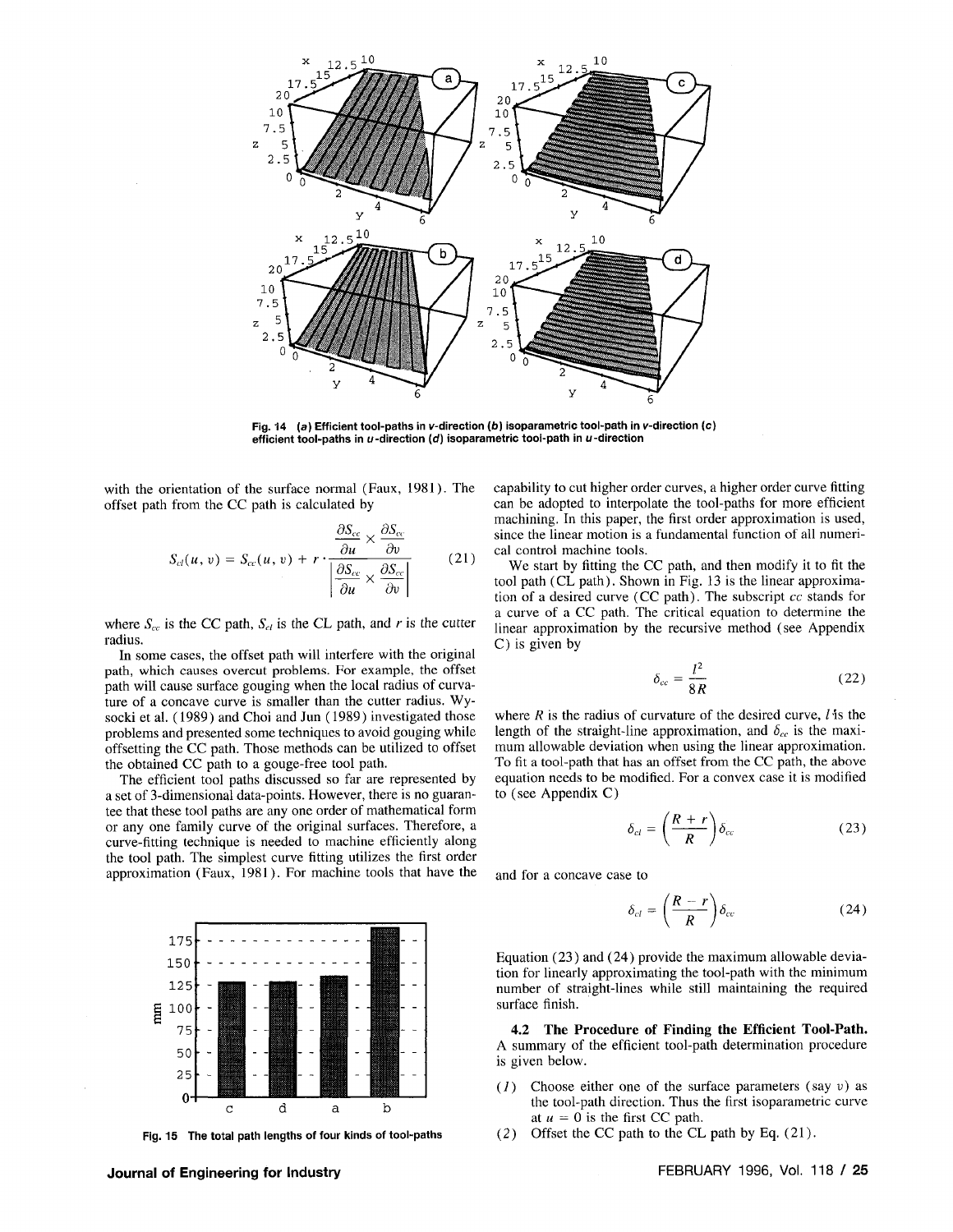Fig. 14 (a) Efficient tool-paths in v-direction (b) isoparametric tool-path in v-direction (c) efficient tool-paths in u-direction (d) isoparametric tool-path in u-direction

with the orientation of the surface normal (Faux, 1981). The offset path from the CC path is calculated by

$$S_{cl}(u, v) = S_{cc}(u, v) + r \cdot \frac{\dfrac{\partial S_{cc}}{\partial u} \times \dfrac{\partial S_{cc}}{\partial v}}{\left| \dfrac{\partial S_{cc}}{\partial u} \times \dfrac{\partial S_{cc}}{\partial v} \right|} \tag{21}$$

where $S_{cc}$ is the CC path, $S_{cl}$ is the CL path, and $r$ is the cutter radius.

In some cases, the offset path will interfere with the original path, which causes overcut problems. For example, the offset path will cause surface gouging when the local radius of curvature of a concave curve is smaller than the cutter radius. Wysocki et al. (1989) and Choi and Jun (1989) investigated those problems and presented some techniques to avoid gouging while offsetting the CC path. Those methods can be utilized to offset the obtained CC path to a gouge-free tool path.

The efficient tool paths discussed so far are represented by a set of 3-dimensional data-points. However, there is no guarantee that these tool paths are any one order of mathematical form or any one family curve of the original surfaces. Therefore, a curve-fitting technique is needed to machine efficiently along the tool path. The simplest curve fitting utilizes the first order approximation (Faux, 1981). For machine tools that have the capability to cut higher order curves, a higher order curve fitting can be adopted to interpolate the tool-paths for more efficient machining. In this paper, the first order approximation is used, since the linear motion is a fundamental function of all numerical control machine tools.

We start by fitting the CC path, and then modify it to fit the tool path (CL path). Shown in Fig. 13 is the linear approximation of a desired curve (CC path). The subscript $cc$ stands for a curve of a CC path. The critical equation to determine the linear approximation by the recursive method (see Appendix C) is given by

$$\delta_{cc} = \frac{l^2}{8R} \tag{22}$$

where $R$ is the radius of curvature of the desired curve, $l$ is the length of the straight-line approximation, and $\delta_{cc}$ is the maximum allowable deviation when using the linear approximation. To fit a tool-path that has an offset from the CC path, the above equation needs to be modified. For a convex case it is modified to (see Appendix C)

$$\delta_{cl} = \left(\frac{R + r}{R}\right)\delta_{cc} \tag{23}$$

and for a concave case to

$$\delta_{cl} = \left(\frac{R - r}{R}\right)\delta_{cc} \tag{24}$$

Equation (23) and (24) provide the maximum allowable deviation for linearly approximating the tool-path with the minimum number of straight-lines while still maintaining the required surface finish.

Fig. 15 The total path lengths of four kinds of tool-paths

**4.2 The Procedure of Finding the Efficient Tool-Path.** A summary of the efficient tool-path determination procedure is given below.

(*1*) Choose either one of the surface parameters (say $v$) as the tool-path direction. Thus the first isoparametric curve at $u = 0$ is the first CC path.

(*2*) Offset the CC path to the CL path by Eq. (21).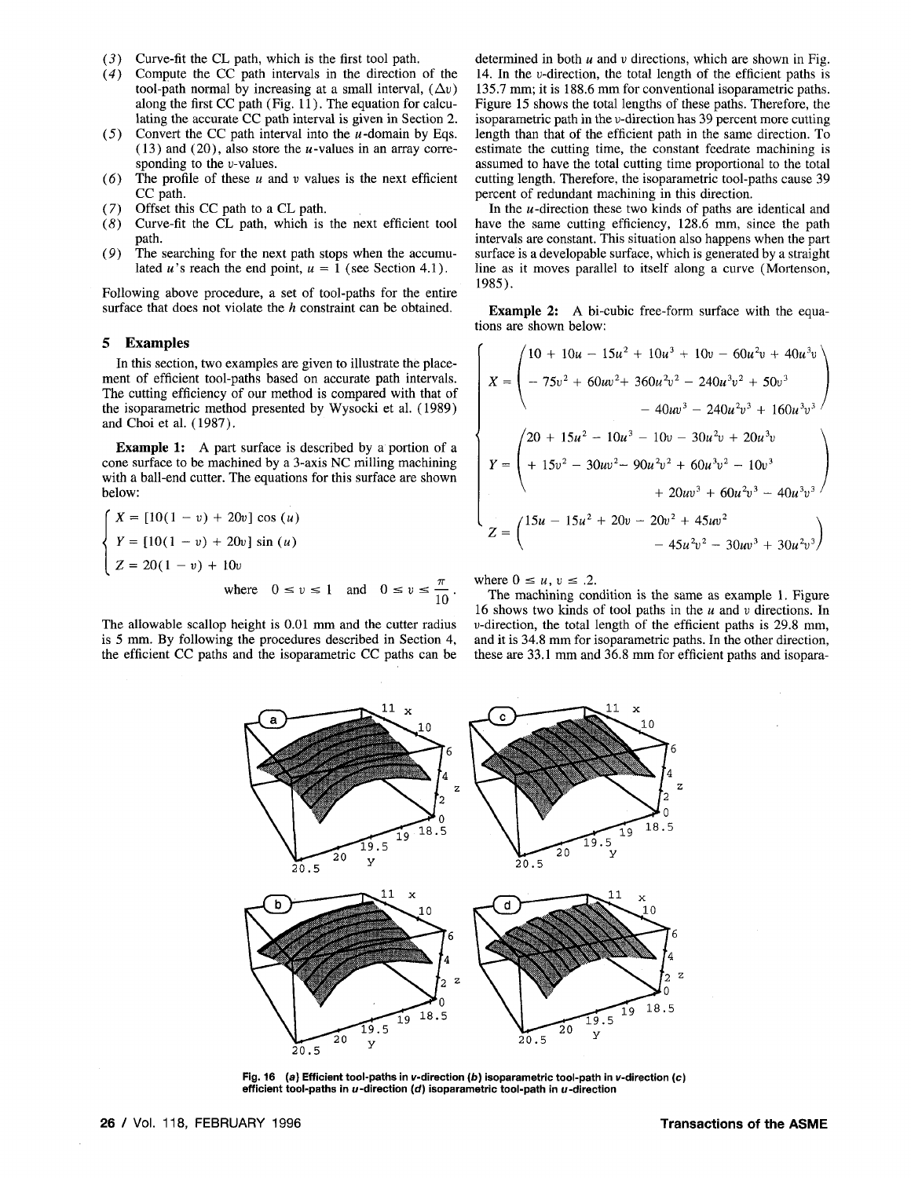(3) Curve-fit the CL path, which is the first tool path.

(4) Compute the CC path intervals in the direction of the tool-path normal by increasing at a small interval, $(\Delta v)$ along the first CC path (Fig. 11). The equation for calculating the accurate CC path interval is given in Section 2.

(5) Convert the CC path interval into the $u$-domain by Eqs. (13) and (20), also store the $u$-values in an array corresponding to the $v$-values.

(6) The profile of these $u$ and $v$ values is the next efficient CC path.

(7) Offset this CC path to a CL path.

(8) Curve-fit the CL path, which is the next efficient tool path.

(9) The searching for the next path stops when the accumulated $u$'s reach the end point, $u = 1$ (see Section 4.1).

Following above procedure, a set of tool-paths for the entire surface that does not violate the $h$ constraint can be obtained.

## 5 Examples

In this section, two examples are given to illustrate the placement of efficient tool-paths based on accurate path intervals. The cutting efficiency of our method is compared with that of the isoparametric method presented by Wysocki et al. (1989) and Choi et al. (1987).

**Example 1:** A part surface is described by a portion of a cone surface to be machined by a 3-axis NC milling machining with a ball-end cutter. The equations for this surface are shown below:

$$
\begin{cases}
X = [10(1 - v) + 20v]\cos(u) \\
Y = [10(1 - v) + 20v]\sin(u) \\
Z = 20(1 - v) + 10v
\end{cases}
\quad \text{where} \quad 0 \le v \le 1 \quad \text{and} \quad 0 \le v \le \frac{\pi}{10}.
$$

The allowable scallop height is 0.01 mm and the cutter radius is 5 mm. By following the procedures described in Section 4, the efficient CC paths and the isoparametric CC paths can be determined in both $u$ and $v$ directions, which are shown in Fig. 14. In the $v$-direction, the total length of the efficient paths is 135.7 mm; it is 188.6 mm for conventional isoparametric paths. Figure 15 shows the total lengths of these paths. Therefore, the isoparametric path in the $v$-direction has 39 percent more cutting length than that of the efficient path in the same direction. To estimate the cutting time, the constant feedrate machining is assumed to have the total cutting time proportional to the total cutting length. Therefore, the isoparametric tool-paths cause 39 percent of redundant machining in this direction.

In the $u$-direction these two kinds of paths are identical and have the same cutting efficiency, 128.6 mm, since the path intervals are constant. This situation also happens when the part surface is a developable surface, which is generated by a straight line as it moves parallel to itself along a curve (Mortenson, 1985).

**Example 2:** A bi-cubic free-form surface with the equations are shown below:

$$
\begin{cases}
X = \begin{pmatrix} 10 + 10u - 15u^2 + 10u^3 + 10v - 60u^2v + 40u^3v \\ - 75v^2 + 60uv^2 + 360u^2v^2 - 240u^3v^2 + 50v^3 \\ - 40uv^3 - 240u^2v^3 + 160u^3v^3 \end{pmatrix} \\
Y = \begin{pmatrix} 20 + 15u^2 - 10u^3 - 10v - 30u^2v + 20u^3v \\ + 15v^2 - 30uv^2 - 90u^2v^2 + 60u^3v^2 - 10v^3 \\ + 20uv^3 + 60u^2v^3 - 40u^3v^3 \end{pmatrix} \\
Z = \begin{pmatrix} 15u - 15u^2 + 20v - 20v^2 + 45uv^2 \\ - 45u^2v^2 - 30uv^3 + 30u^2v^3 \end{pmatrix}
\end{cases}
$$

where $0 \le u, v \le .2$.

The machining condition is the same as example 1. Figure 16 shows two kinds of tool paths in the $u$ and $v$ directions. In $v$-direction, the total length of the efficient paths is 29.8 mm, and it is 34.8 mm for isoparametric paths. In the other direction, these are 33.1 mm and 36.8 mm for efficient paths and isopara-

Fig. 16 (a) Efficient tool-paths in v-direction (b) isoparametric tool-path in v-direction (c) efficient tool-paths in u-direction (d) isoparametric tool-path in u-direction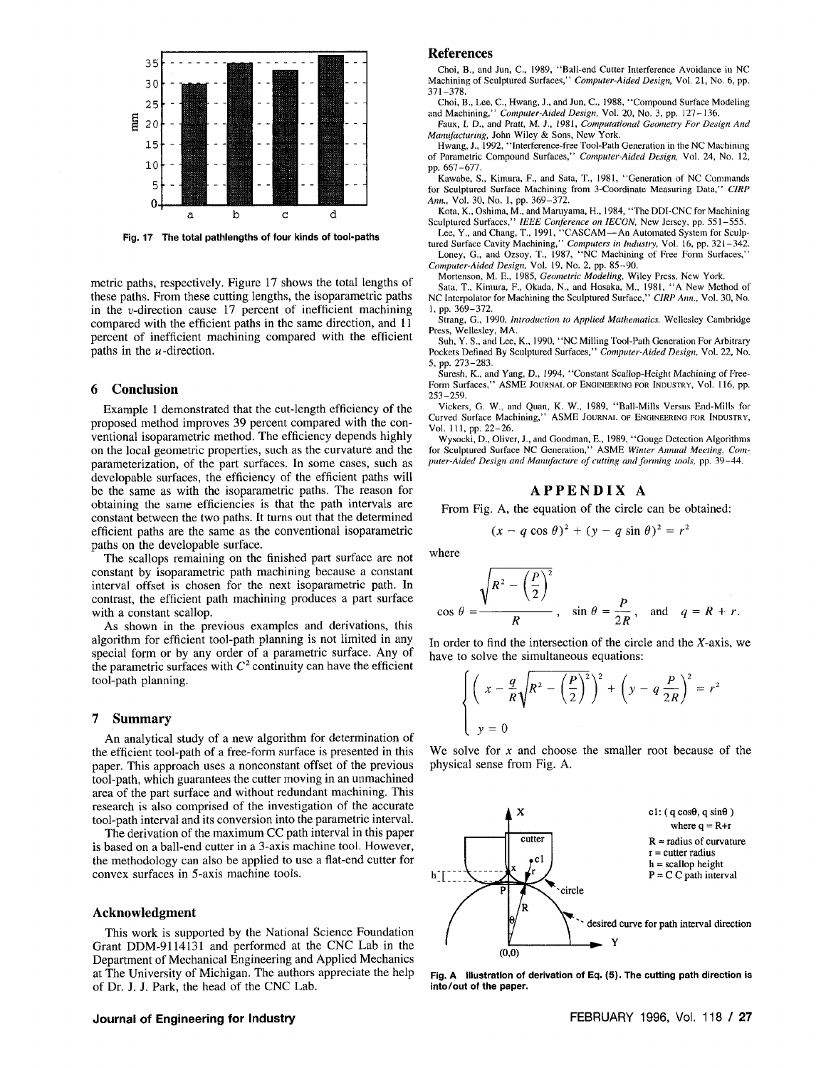Fig. 17 The total pathlengths of four kinds of tool-paths

metric paths, respectively. Figure 17 shows the total lengths of these paths. From these cutting lengths, the isoparametric paths in the $v$-direction cause 17 percent of inefficient machining compared with the efficient paths in the same direction, and 11 percent of inefficient machining compared with the efficient paths in the $u$-direction.

## 6 Conclusion

Example 1 demonstrated that the cut-length efficiency of the proposed method improves 39 percent compared with the conventional isoparametric method. The efficiency depends highly on the local geometric properties, such as the curvature and the parameterization, of the part surfaces. In some cases, such as developable surfaces, the efficiency of the efficient paths will be the same as with the isoparametric paths. The reason for obtaining the same efficiencies is that the path intervals are constant between the two paths. It turns out that the determined efficient paths are the same as the conventional isoparametric paths on the developable surface.

The scallops remaining on the finished part surface are not constant by isoparametric path machining because a constant interval offset is chosen for the next isoparametric path. In contrast, the efficient path machining produces a part surface with a constant scallop.

As shown in the previous examples and derivations, this algorithm for efficient tool-path planning is not limited in any special form or by any order of a parametric surface. Any of the parametric surfaces with $C^2$ continuity can have the efficient tool-path planning.

## 7 Summary

An analytical study of a new algorithm for determination of the efficient tool-path of a free-form surface is presented in this paper. This approach uses a nonconstant offset of the previous tool-path, which guarantees the cutter moving in an unmachined area of the part surface and without redundant machining. This research is also comprised of the investigation of the accurate tool-path interval and its conversion into the parametric interval.

The derivation of the maximum CC path interval in this paper is based on a ball-end cutter in a 3-axis machine tool. However, the methodology can also be applied to use a flat-end cutter for convex surfaces in 5-axis machine tools.

## Acknowledgment

This work is supported by the National Science Foundation Grant DDM-9114131 and performed at the CNC Lab in the Department of Mechanical Engineering and Applied Mechanics at The University of Michigan. The authors appreciate the help of Dr. J. J. Park, the head of the CNC Lab.

## References

Choi, B., and Jun, C., 1989, "Ball-end Cutter Interference Avoidance in NC Machining of Sculptured Surfaces," *Computer-Aided Design*, Vol. 21, No. 6, pp. 371–378.

Choi, B., Lee, C., Hwang, J., and Jun, C., 1988, "Compound Surface Modeling and Machining," *Computer-Aided Design*, Vol. 20, No. 3, pp. 127–136.

Faux, I. D., and Pratt, M. J., 1981, *Computational Geometry For Design And Manufacturing*, John Wiley & Sons, New York.

Hwang, J., 1992, "Interference-free Tool-Path Generation in the NC Machining of Parametric Compound Surfaces," *Computer-Aided Design*, Vol. 24, No. 12, pp. 667–677.

Kawabe, S., Kimura, F., and Sata, T., 1981, "Generation of NC Commands for Sculptured Surface Machining from 3-Coordinate Measuring Data," *CIRP Ann.*, Vol. 30, No. 1, pp. 369–372.

Kota, K., Oshima, M., and Maruyama, H., 1984, "The DDI-CNC for Machining Sculptured Surfaces," *IEEE Conference on IECON*, New Jersey, pp. 551–555.

Lee, Y., and Chang, T., 1991, "CASCAM—An Automated System for Sculptured Surface Cavity Machining," *Computers in Industry*, Vol. 16, pp. 321–342.

Loney, G., and Ozsoy, T., 1987, "NC Machining of Free Form Surfaces," *Computer-Aided Design*, Vol. 19, No. 2, pp. 85–90.

Mortenson, M. E., 1985, *Geometric Modeling*, Wiley Press, New York.

Sata, T., Kimura, F., Okada, N., and Hosaka, M., 1981, "A New Method of NC Interpolator for Machining the Sculptured Surface," *CIRP Ann.*, Vol. 30, No. 1, pp. 369–372.

Strang, G., 1990, *Introduction to Applied Mathematics*, Wellesley Cambridge Press, Wellesley, MA.

Suh, Y. S., and Lee, K., 1990, "NC Milling Tool-Path Generation For Arbitrary Pockets Defined By Sculptured Surfaces," *Computer-Aided Design*, Vol. 22, No. 5, pp. 273–283.

Suresh, K., and Yang, D., 1994, "Constant Scallop-Height Machining of Free-Form Surfaces," ASME JOURNAL OF ENGINEERING FOR INDUSTRY, Vol. 116, pp. 253–259.

Vickers, G. W., and Quan, K. W., 1989, "Ball-Mills Versus End-Mills for Curved Surface Machining," ASME JOURNAL OF ENGINEERING FOR INDUSTRY, Vol. 111, pp. 22–26.

Wysocki, D., Oliver, J., and Goodman, E., 1989, "Gouge Detection Algorithms for Sculptured Surface NC Generation," ASME *Winter Annual Meeting, Computer-Aided Design and Manufacture of cutting and forming tools*, pp. 39–44.

## APPENDIX A

From Fig. A, the equation of the circle can be obtained:

$$(x - q\cos\theta)^2 + (y - q\sin\theta)^2 = r^2$$

where

$$\cos\theta = \frac{\sqrt{R^2 - \left(\frac{P}{2}\right)^2}}{R}, \quad \sin\theta = \frac{P}{2R}, \quad \text{and} \quad q = R + r.$$

In order to find the intersection of the circle and the $X$-axis, we have to solve the simultaneous equations:

$$\begin{cases} \left(x - \frac{q}{R}\sqrt{R^2 - \left(\frac{P}{2}\right)^2}\right)^2 + \left(y - q\frac{P}{2R}\right)^2 = r^2 \\ y = 0 \end{cases}$$

We solve for $x$ and choose the smaller root because of the physical sense from Fig. A.

cl: ( q cosθ, q sinθ ) where q = R+r
R = radius of curvature
r = cutter radius
h = scallop height
P = C C path interval

Fig. A Illustration of derivation of Eq. (5). The cutting path direction is into/out of the paper.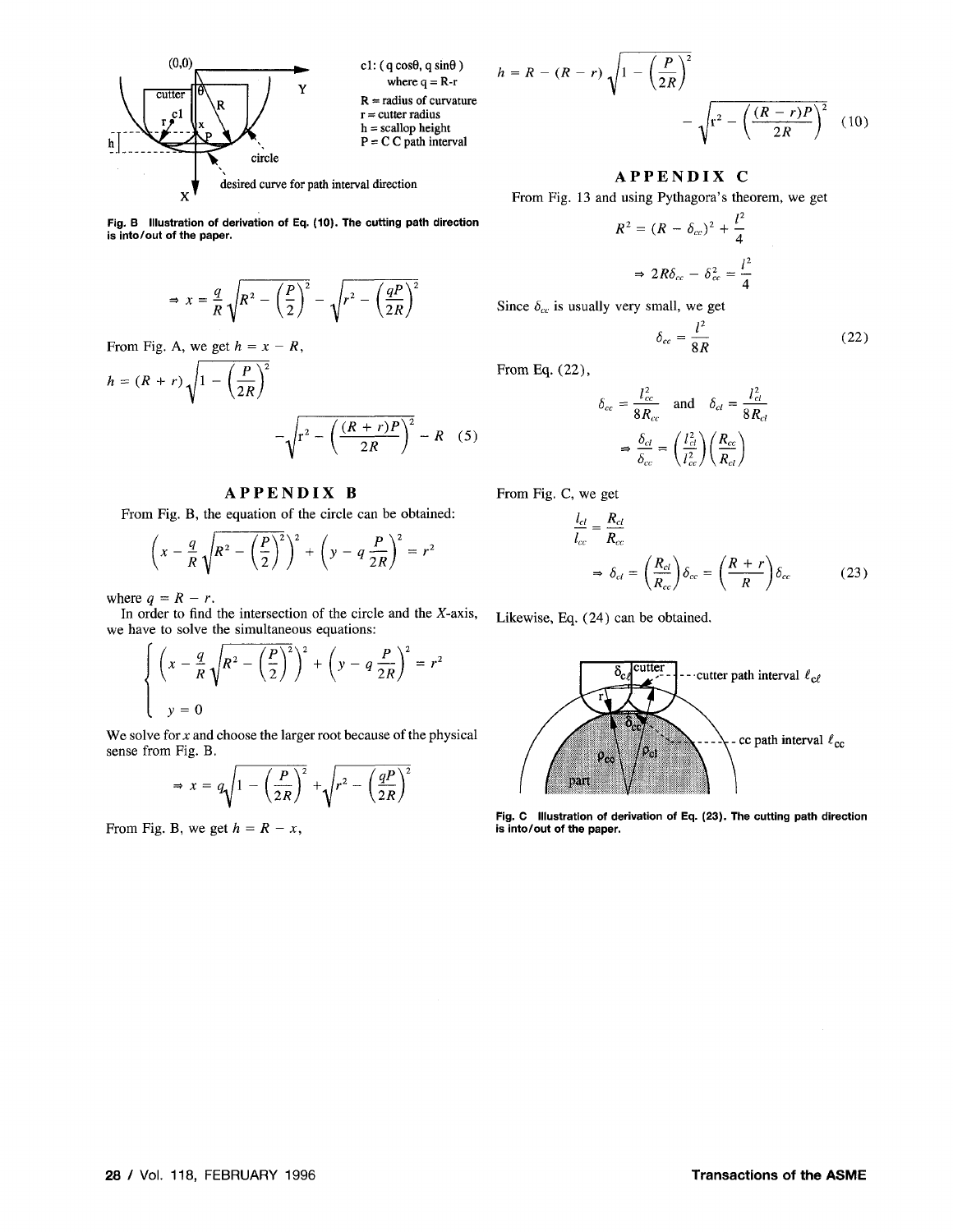cl: ( q cosθ, q sinθ )
where q = R-r
R = radius of curvature
r = cutter radius
h = scallop height
P = C C path interval

(0,0)
cutter
θ
R
cl
r
x
P
Y
h
circle
desired curve for path interval direction
X

Fig. B Illustration of derivation of Eq. (10). The cutting path direction is into/out of the paper.

$$\Rightarrow x = \frac{q}{R}\sqrt{R^2 - \left(\frac{P}{2}\right)^2} - \sqrt{r^2 - \left(\frac{qP}{2R}\right)^2}$$

From Fig. A, we get $h = x - R$,

$$h = (R + r)\sqrt{1 - \left(\frac{P}{2R}\right)^2} - \sqrt{r^2 - \left(\frac{(R + r)P}{2R}\right)^2} - R \quad (5)$$

## APPENDIX B

From Fig. B, the equation of the circle can be obtained:

$$\left(x - \frac{q}{R}\sqrt{R^2 - \left(\frac{P}{2}\right)^2}\right)^2 + \left(y - q\frac{P}{2R}\right)^2 = r^2$$

where $q = R - r$.

In order to find the intersection of the circle and the $X$-axis, we have to solve the simultaneous equations:

$$\begin{cases} \left(x - \frac{q}{R}\sqrt{R^2 - \left(\frac{P}{2}\right)^2}\right)^2 + \left(y - q\frac{P}{2R}\right)^2 = r^2 \\ y = 0 \end{cases}$$

We solve for $x$ and choose the larger root because of the physical sense from Fig. B.

$$\Rightarrow x = q\sqrt{1 - \left(\frac{P}{2R}\right)^2} + \sqrt{r^2 - \left(\frac{qP}{2R}\right)^2}$$

From Fig. B, we get $h = R - x$,

$$h = R - (R - r)\sqrt{1 - \left(\frac{P}{2R}\right)^2} - \sqrt{r^2 - \left(\frac{(R - r)P}{2R}\right)^2} \quad (10)$$

## APPENDIX C

From Fig. 13 and using Pythagora's theorem, we get

$$R^2 = (R - \delta_{cc})^2 + \frac{l^2}{4}$$

$$\Rightarrow 2R\delta_{cc} - \delta_{cc}^2 = \frac{l^2}{4}$$

Since $\delta_{cc}$ is usually very small, we get

$$\delta_{cc} = \frac{l^2}{8R} \quad (22)$$

From Eq. (22),

$$\delta_{cc} = \frac{l_{cc}^2}{8R_{cc}} \quad \text{and} \quad \delta_{cl} = \frac{l_{cl}^2}{8R_{cl}}$$

$$\Rightarrow \frac{\delta_{cl}}{\delta_{cc}} = \left(\frac{l_{cl}^2}{l_{cc}^2}\right)\left(\frac{R_{cc}}{R_{cl}}\right)$$

From Fig. C, we get

$$\frac{l_{cl}}{l_{cc}} = \frac{R_{cl}}{R_{cc}}$$

$$\Rightarrow \delta_{cl} = \left(\frac{R_{cl}}{R_{cc}}\right)\delta_{cc} = \left(\frac{R + r}{R}\right)\delta_{cc} \quad (23)$$

Likewise, Eq. (24) can be obtained.

$\delta_{cl}$
cutter
cutter path interval $\ell_{cl}$
r
$\delta_{cc}$
cc path interval $\ell_{cc}$
$\rho_{cc}$
$\rho_{cl}$
part

Fig. C Illustration of derivation of Eq. (23). The cutting path direction is into/out of the paper.